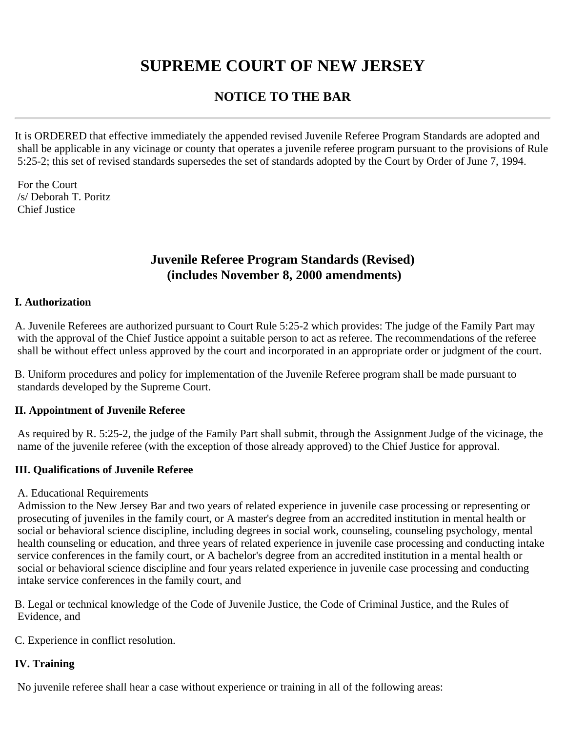# SUPREME COURT OF NEW JERSEY

## NOTICE TO THE BAR

---

It is ORDERED that effective immediately the appended revised Juvenile Referee Program Standards are adopted and shall be applicable in any vicinage or county that operates a juvenile referee program pursuant to the provisions of Rule 5:25-2; this set of revised standards supersedes the set of standards adopted by the Court by Order of June 7, 1994.

For the Court
/s/ Deborah T. Poritz
Chief Justice

### Juvenile Referee Program Standards (Revised)
### (includes November 8, 2000 amendments)

**I. Authorization**

A. Juvenile Referees are authorized pursuant to Court Rule 5:25-2 which provides: The judge of the Family Part may with the approval of the Chief Justice appoint a suitable person to act as referee. The recommendations of the referee shall be without effect unless approved by the court and incorporated in an appropriate order or judgment of the court.

B. Uniform procedures and policy for implementation of the Juvenile Referee program shall be made pursuant to standards developed by the Supreme Court.

**II. Appointment of Juvenile Referee**

As required by R. 5:25-2, the judge of the Family Part shall submit, through the Assignment Judge of the vicinage, the name of the juvenile referee (with the exception of those already approved) to the Chief Justice for approval.

**III. Qualifications of Juvenile Referee**

A. Educational Requirements
Admission to the New Jersey Bar and two years of related experience in juvenile case processing or representing or prosecuting of juveniles in the family court, or A master's degree from an accredited institution in mental health or social or behavioral science discipline, including degrees in social work, counseling, counseling psychology, mental health counseling or education, and three years of related experience in juvenile case processing and conducting intake service conferences in the family court, or A bachelor's degree from an accredited institution in a mental health or social or behavioral science discipline and four years related experience in juvenile case processing and conducting intake service conferences in the family court, and

B. Legal or technical knowledge of the Code of Juvenile Justice, the Code of Criminal Justice, and the Rules of Evidence, and

C. Experience in conflict resolution.

**IV. Training**

No juvenile referee shall hear a case without experience or training in all of the following areas: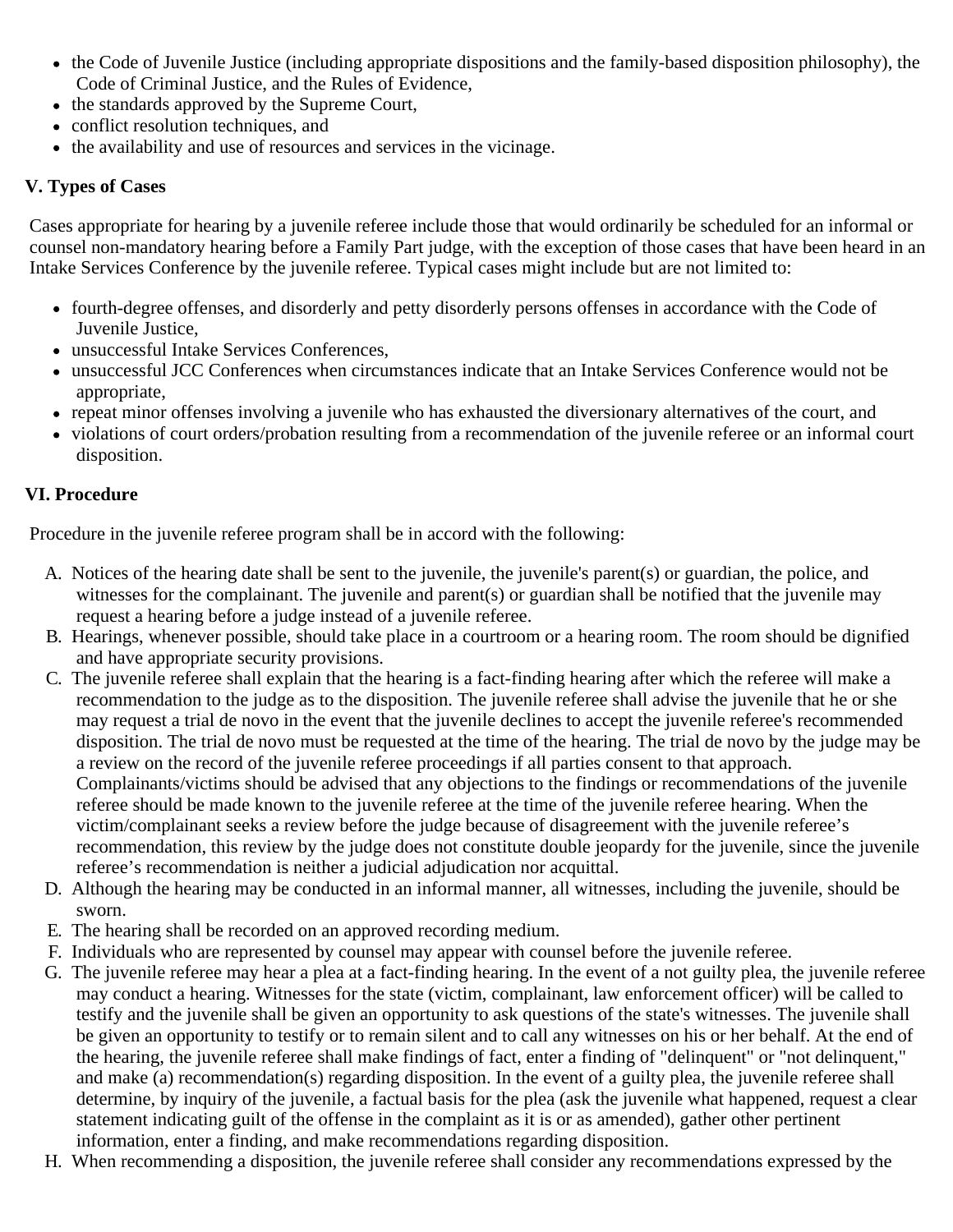- the Code of Juvenile Justice (including appropriate dispositions and the family-based disposition philosophy), the Code of Criminal Justice, and the Rules of Evidence,
- the standards approved by the Supreme Court,
- conflict resolution techniques, and
- the availability and use of resources and services in the vicinage.

**V. Types of Cases**

Cases appropriate for hearing by a juvenile referee include those that would ordinarily be scheduled for an informal or counsel non-mandatory hearing before a Family Part judge, with the exception of those cases that have been heard in an Intake Services Conference by the juvenile referee. Typical cases might include but are not limited to:

- fourth-degree offenses, and disorderly and petty disorderly persons offenses in accordance with the Code of Juvenile Justice,
- unsuccessful Intake Services Conferences,
- unsuccessful JCC Conferences when circumstances indicate that an Intake Services Conference would not be appropriate,
- repeat minor offenses involving a juvenile who has exhausted the diversionary alternatives of the court, and
- violations of court orders/probation resulting from a recommendation of the juvenile referee or an informal court disposition.

**VI. Procedure**

Procedure in the juvenile referee program shall be in accord with the following:

A. Notices of the hearing date shall be sent to the juvenile, the juvenile's parent(s) or guardian, the police, and witnesses for the complainant. The juvenile and parent(s) or guardian shall be notified that the juvenile may request a hearing before a judge instead of a juvenile referee.
B. Hearings, whenever possible, should take place in a courtroom or a hearing room. The room should be dignified and have appropriate security provisions.
C. The juvenile referee shall explain that the hearing is a fact-finding hearing after which the referee will make a recommendation to the judge as to the disposition. The juvenile referee shall advise the juvenile that he or she may request a trial de novo in the event that the juvenile declines to accept the juvenile referee's recommended disposition. The trial de novo must be requested at the time of the hearing. The trial de novo by the judge may be a review on the record of the juvenile referee proceedings if all parties consent to that approach. Complainants/victims should be advised that any objections to the findings or recommendations of the juvenile referee should be made known to the juvenile referee at the time of the juvenile referee hearing. When the victim/complainant seeks a review before the judge because of disagreement with the juvenile referee's recommendation, this review by the judge does not constitute double jeopardy for the juvenile, since the juvenile referee's recommendation is neither a judicial adjudication nor acquittal.
D. Although the hearing may be conducted in an informal manner, all witnesses, including the juvenile, should be sworn.
E. The hearing shall be recorded on an approved recording medium.
F. Individuals who are represented by counsel may appear with counsel before the juvenile referee.
G. The juvenile referee may hear a plea at a fact-finding hearing. In the event of a not guilty plea, the juvenile referee may conduct a hearing. Witnesses for the state (victim, complainant, law enforcement officer) will be called to testify and the juvenile shall be given an opportunity to ask questions of the state's witnesses. The juvenile shall be given an opportunity to testify or to remain silent and to call any witnesses on his or her behalf. At the end of the hearing, the juvenile referee shall make findings of fact, enter a finding of "delinquent" or "not delinquent," and make (a) recommendation(s) regarding disposition. In the event of a guilty plea, the juvenile referee shall determine, by inquiry of the juvenile, a factual basis for the plea (ask the juvenile what happened, request a clear statement indicating guilt of the offense in the complaint as it is or as amended), gather other pertinent information, enter a finding, and make recommendations regarding disposition.
H. When recommending a disposition, the juvenile referee shall consider any recommendations expressed by the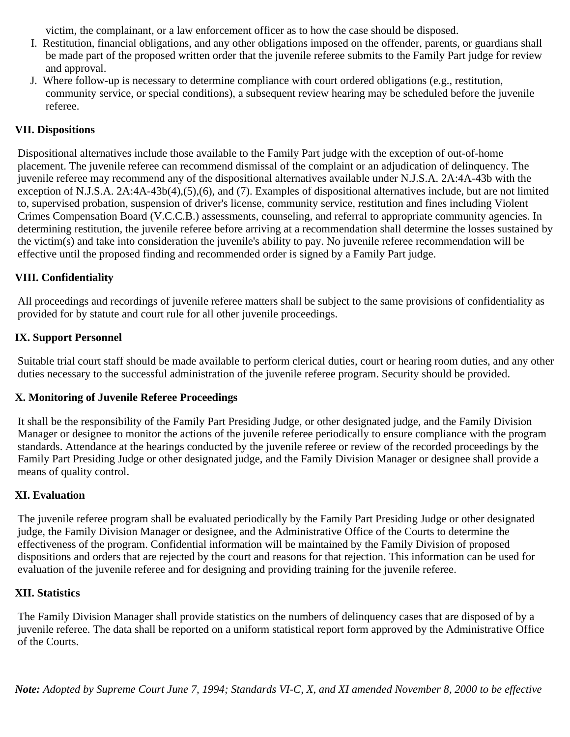victim, the complainant, or a law enforcement officer as to how the case should be disposed.

I. Restitution, financial obligations, and any other obligations imposed on the offender, parents, or guardians shall be made part of the proposed written order that the juvenile referee submits to the Family Part judge for review and approval.

J. Where follow-up is necessary to determine compliance with court ordered obligations (e.g., restitution, community service, or special conditions), a subsequent review hearing may be scheduled before the juvenile referee.

**VII. Dispositions**

Dispositional alternatives include those available to the Family Part judge with the exception of out-of-home placement. The juvenile referee can recommend dismissal of the complaint or an adjudication of delinquency. The juvenile referee may recommend any of the dispositional alternatives available under N.J.S.A. 2A:4A-43b with the exception of N.J.S.A. 2A:4A-43b(4),(5),(6), and (7). Examples of dispositional alternatives include, but are not limited to, supervised probation, suspension of driver's license, community service, restitution and fines including Violent Crimes Compensation Board (V.C.C.B.) assessments, counseling, and referral to appropriate community agencies. In determining restitution, the juvenile referee before arriving at a recommendation shall determine the losses sustained by the victim(s) and take into consideration the juvenile's ability to pay. No juvenile referee recommendation will be effective until the proposed finding and recommended order is signed by a Family Part judge.

**VIII. Confidentiality**

All proceedings and recordings of juvenile referee matters shall be subject to the same provisions of confidentiality as provided for by statute and court rule for all other juvenile proceedings.

**IX. Support Personnel**

Suitable trial court staff should be made available to perform clerical duties, court or hearing room duties, and any other duties necessary to the successful administration of the juvenile referee program. Security should be provided.

**X. Monitoring of Juvenile Referee Proceedings**

It shall be the responsibility of the Family Part Presiding Judge, or other designated judge, and the Family Division Manager or designee to monitor the actions of the juvenile referee periodically to ensure compliance with the program standards. Attendance at the hearings conducted by the juvenile referee or review of the recorded proceedings by the Family Part Presiding Judge or other designated judge, and the Family Division Manager or designee shall provide a means of quality control.

**XI. Evaluation**

The juvenile referee program shall be evaluated periodically by the Family Part Presiding Judge or other designated judge, the Family Division Manager or designee, and the Administrative Office of the Courts to determine the effectiveness of the program. Confidential information will be maintained by the Family Division of proposed dispositions and orders that are rejected by the court and reasons for that rejection. This information can be used for evaluation of the juvenile referee and for designing and providing training for the juvenile referee.

**XII. Statistics**

The Family Division Manager shall provide statistics on the numbers of delinquency cases that are disposed of by a juvenile referee. The data shall be reported on a uniform statistical report form approved by the Administrative Office of the Courts.

***Note:*** *Adopted by Supreme Court June 7, 1994; Standards VI-C, X, and XI amended November 8, 2000 to be effective*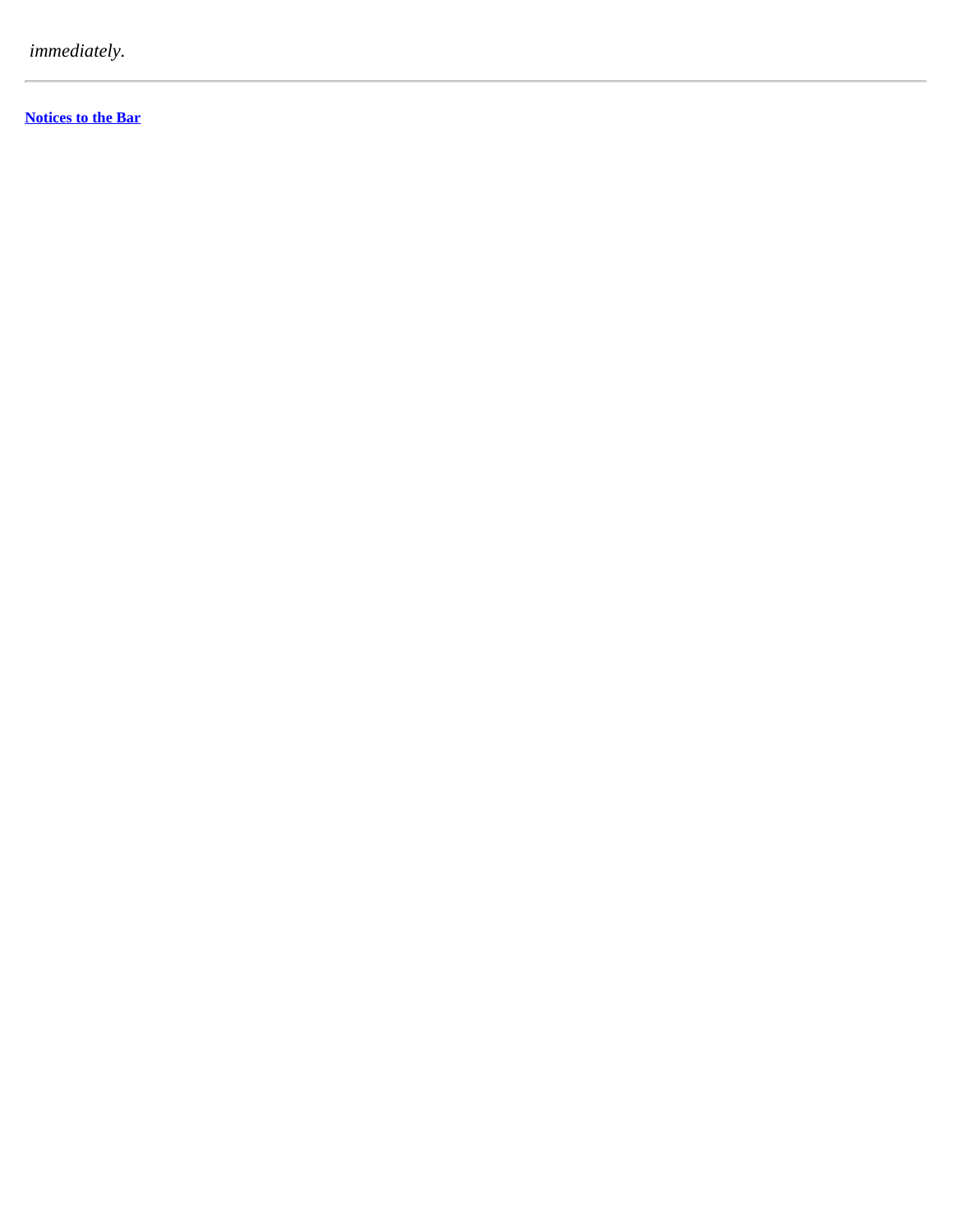*immediately*.

---

**[Notices to the Bar]**